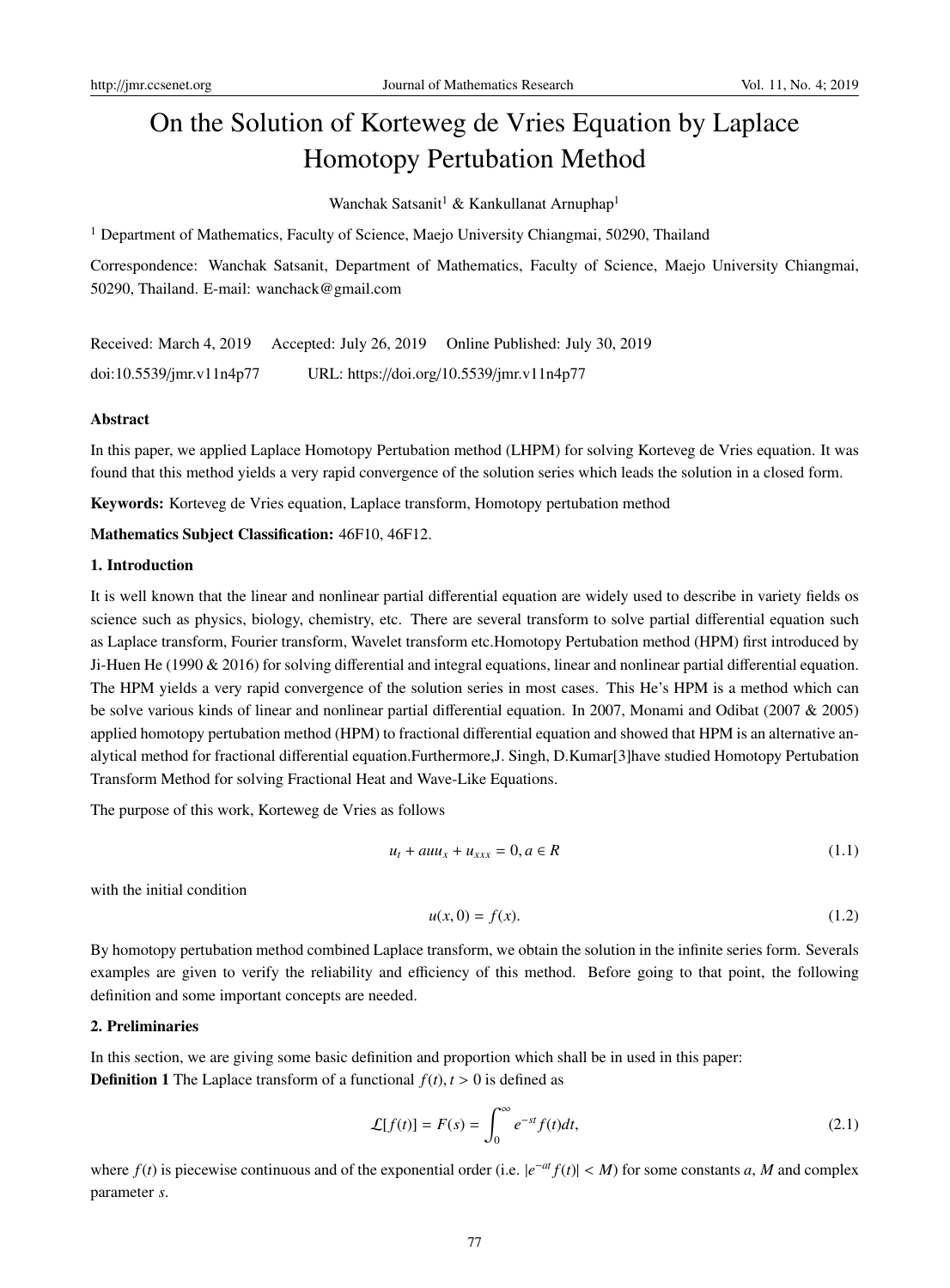# On the Solution of Korteweg de Vries Equation by Laplace Homotopy Pertubation Method

Wanchak Satsanit[1] & Kankullanat Arnuphap[1]

[1] Department of Mathematics, Faculty of Science, Maejo University Chiangmai, 50290, Thailand

Correspondence: Wanchak Satsanit, Department of Mathematics, Faculty of Science, Maejo University Chiangmai, 50290, Thailand. E-mail: wanchack@gmail.com

Received: March 4, 2019 Accepted: July 26, 2019 Online Published: July 30, 2019

doi:10.5539/jmr.v11n4p77 URL: https://doi.org/10.5539/jmr.v11n4p77

## Abstract

In this paper, we applied Laplace Homotopy Pertubation method (LHPM) for solving Korteveg de Vries equation. It was found that this method yields a very rapid convergence of the solution series which leads the solution in a closed form.

**Keywords:** Korteveg de Vries equation, Laplace transform, Homotopy pertubation method

**Mathematics Subject Classification:** 46F10, 46F12.

## 1. Introduction

It is well known that the linear and nonlinear partial differential equation are widely used to describe in variety fields os science such as physics, biology, chemistry, etc. There are several transform to solve partial differential equation such as Laplace transform, Fourier transform, Wavelet transform etc.Homotopy Pertubation method (HPM) first introduced by Ji-Huen He (1990 & 2016) for solving differential and integral equations, linear and nonlinear partial differential equation. The HPM yields a very rapid convergence of the solution series in most cases. This He's HPM is a method which can be solve various kinds of linear and nonlinear partial differential equation. In 2007, Monami and Odibat (2007 & 2005) applied homotopy pertubation method (HPM) to fractional differential equation and showed that HPM is an alternative analytical method for fractional differential equation.Furthermore,J. Singh, D.Kumar[3]have studied Homotopy Pertubation Transform Method for solving Fractional Heat and Wave-Like Equations.

The purpose of this work, Korteweg de Vries as follows

$$u_t + auu_x + u_{xxx} = 0, a \in R \tag{1.1}$$

with the initial condition

$$u(x, 0) = f(x). \tag{1.2}$$

By homotopy pertubation method combined Laplace transform, we obtain the solution in the infinite series form. Severals examples are given to verify the reliability and efficiency of this method. Before going to that point, the following definition and some important concepts are needed.

## 2. Preliminaries

In this section, we are giving some basic definition and proportion which shall be in used in this paper:

**Definition 1** The Laplace transform of a functional $f(t), t > 0$ is defined as

$$\mathcal{L}[f(t)] = F(s) = \int_0^\infty e^{-st} f(t)dt, \tag{2.1}$$

where $f(t)$ is piecewise continuous and of the exponential order (i.e. $|e^{-at} f(t)| < M$) for some constants $a$, $M$ and complex parameter $s$.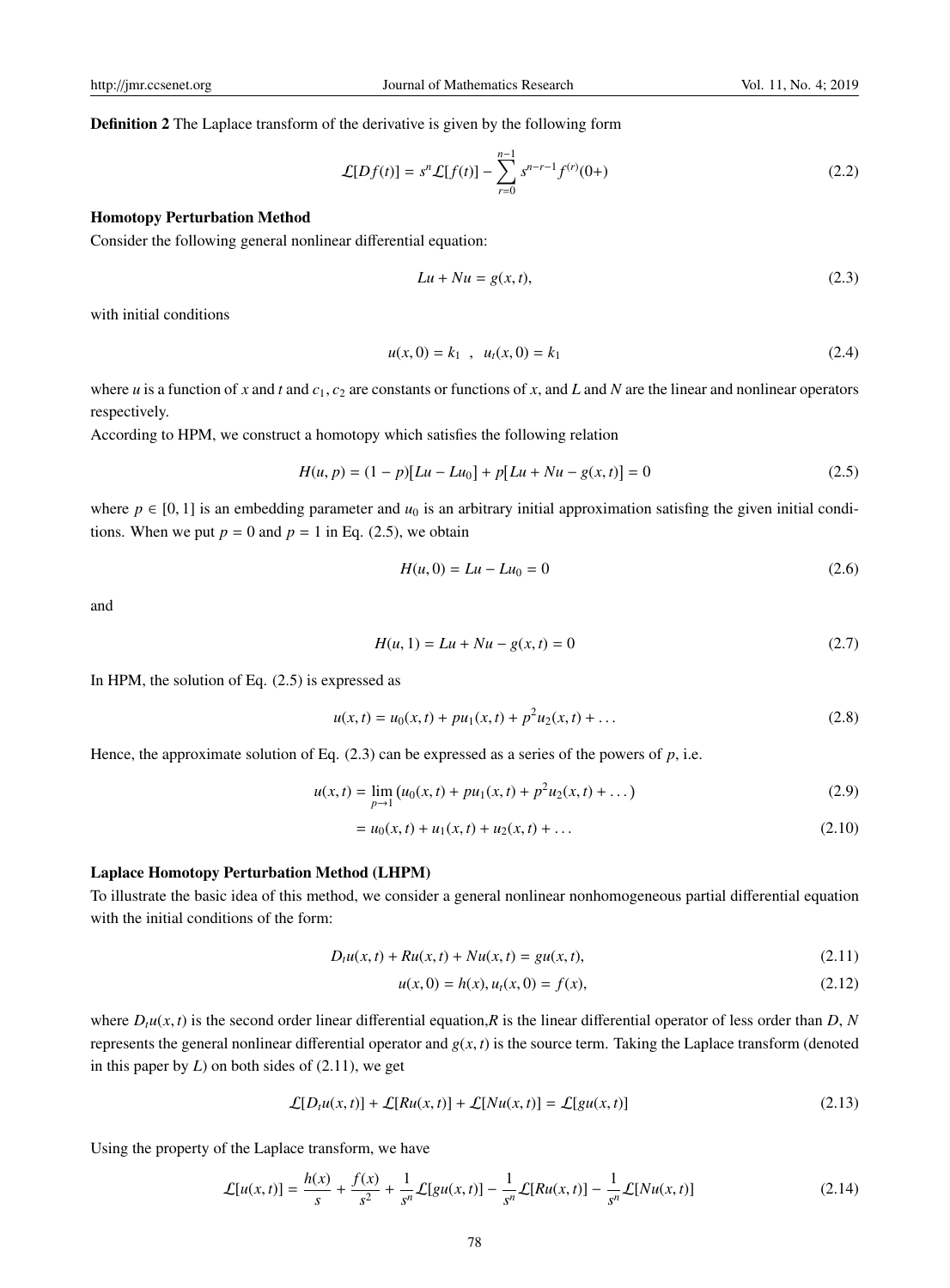**Definition 2** The Laplace transform of the derivative is given by the following form

$$\mathcal{L}[Df(t)] = s^n \mathcal{L}[f(t)] - \sum_{r=0}^{n-1} s^{n-r-1} f^{(r)}(0+) \tag{2.2}$$

**Homotopy Perturbation Method**

Consider the following general nonlinear differential equation:

$$Lu + Nu = g(x,t), \tag{2.3}$$

with initial conditions

$$u(x,0) = k_1 \ \ , \ \ u_t(x,0) = k_1 \tag{2.4}$$

where $u$ is a function of $x$ and $t$ and $c_1, c_2$ are constants or functions of $x$, and $L$ and $N$ are the linear and nonlinear operators respectively.

According to HPM, we construct a homotopy which satisfies the following relation

$$H(u,p) = (1-p)[Lu - Lu_0] + p[Lu + Nu - g(x,t)] = 0 \tag{2.5}$$

where $p \in [0,1]$ is an embedding parameter and $u_0$ is an arbitrary initial approximation satisfing the given initial conditions. When we put $p = 0$ and $p = 1$ in Eq. (2.5), we obtain

$$H(u,0) = Lu - Lu_0 = 0 \tag{2.6}$$

and

$$H(u,1) = Lu + Nu - g(x,t) = 0 \tag{2.7}$$

In HPM, the solution of Eq. (2.5) is expressed as

$$u(x,t) = u_0(x,t) + pu_1(x,t) + p^2 u_2(x,t) + \ldots \tag{2.8}$$

Hence, the approximate solution of Eq. (2.3) can be expressed as a series of the powers of $p$, i.e.

$$u(x,t) = \lim_{p \to 1} \left( u_0(x,t) + pu_1(x,t) + p^2 u_2(x,t) + \ldots \right) \tag{2.9}$$

$$= u_0(x,t) + u_1(x,t) + u_2(x,t) + \ldots \tag{2.10}$$

**Laplace Homotopy Perturbation Method (LHPM)**

To illustrate the basic idea of this method, we consider a general nonlinear nonhomogeneous partial differential equation with the initial conditions of the form:

$$D_t u(x,t) + Ru(x,t) + Nu(x,t) = gu(x,t), \tag{2.11}$$

$$u(x,0) = h(x), u_t(x,0) = f(x), \tag{2.12}$$

where $D_t u(x,t)$ is the second order linear differential equation,$R$ is the linear differential operator of less order than $D$, $N$ represents the general nonlinear differential operator and $g(x,t)$ is the source term. Taking the Laplace transform (denoted in this paper by $L$) on both sides of (2.11), we get

$$\mathcal{L}[D_t u(x,t)] + \mathcal{L}[Ru(x,t)] + \mathcal{L}[Nu(x,t)] = \mathcal{L}[gu(x,t)] \tag{2.13}$$

Using the property of the Laplace transform, we have

$$\mathcal{L}[u(x,t)] = \frac{h(x)}{s} + \frac{f(x)}{s^2} + \frac{1}{s^n}\mathcal{L}[gu(x,t)] - \frac{1}{s^n}\mathcal{L}[Ru(x,t)] - \frac{1}{s^n}\mathcal{L}[Nu(x,t)] \tag{2.14}$$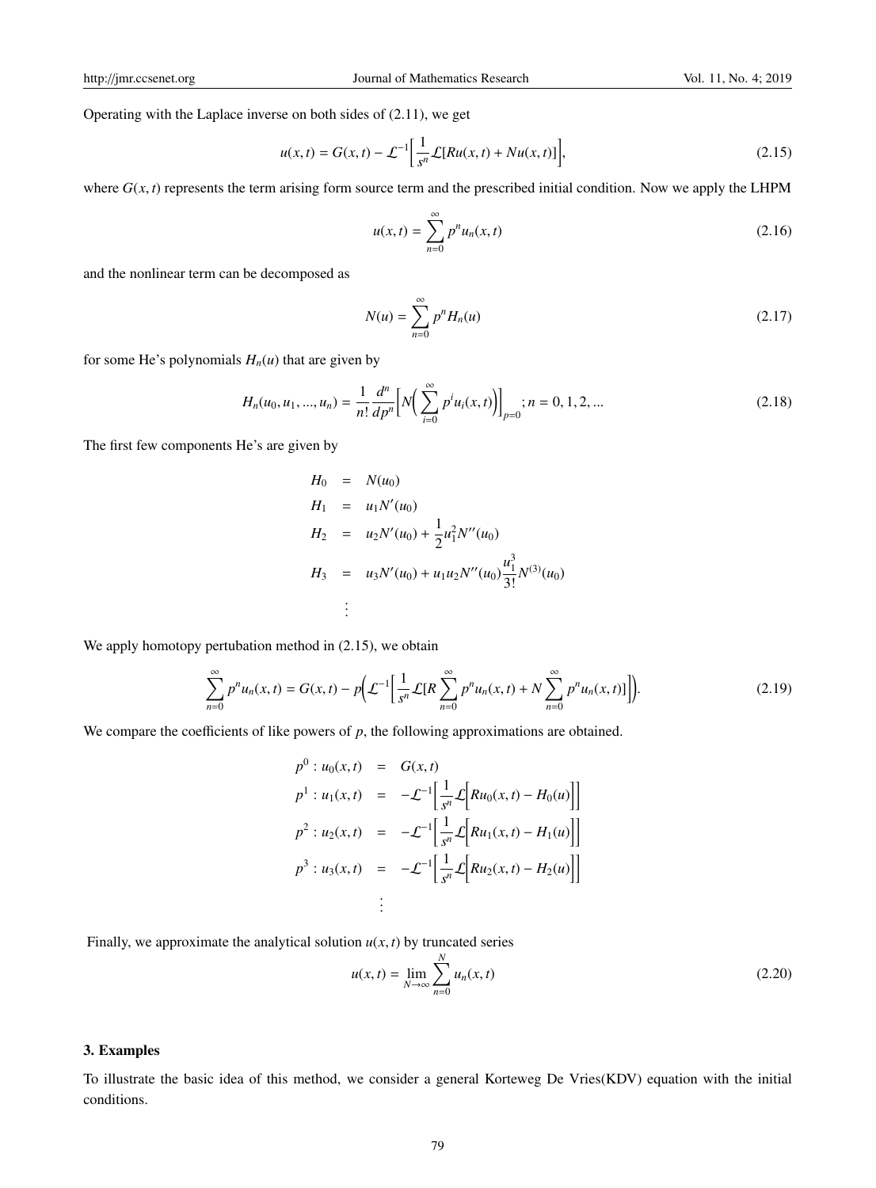Operating with the Laplace inverse on both sides of (2.11), we get

$$u(x,t) = G(x,t) - \mathcal{L}^{-1}\Big[\frac{1}{s^n}\mathcal{L}[Ru(x,t) + Nu(x,t)]\Big], \tag{2.15}$$

where $G(x,t)$ represents the term arising form source term and the prescribed initial condition. Now we apply the LHPM

$$u(x,t) = \sum_{n=0}^{\infty} p^n u_n(x,t) \tag{2.16}$$

and the nonlinear term can be decomposed as

$$N(u) = \sum_{n=0}^{\infty} p^n H_n(u) \tag{2.17}$$

for some He's polynomials $H_n(u)$ that are given by

$$H_n(u_0, u_1, ..., u_n) = \frac{1}{n!}\frac{d^n}{dp^n}\Big[N\Big(\sum_{i=0}^{\infty} p^i u_i(x,t)\Big)\Big]_{p=0}; n = 0, 1, 2, ... \tag{2.18}$$

The first few components He's are given by

$$\begin{aligned}
H_0 &= N(u_0) \\
H_1 &= u_1 N'(u_0) \\
H_2 &= u_2 N'(u_0) + \frac{1}{2}u_1^2 N''(u_0) \\
H_3 &= u_3 N'(u_0) + u_1 u_2 N''(u_0)\frac{u_1^3}{3!}N^{(3)}(u_0) \\
&\vdots
\end{aligned}$$

We apply homotopy pertubation method in (2.15), we obtain

$$\sum_{n=0}^{\infty} p^n u_n(x,t) = G(x,t) - p\Big(\mathcal{L}^{-1}\Big[\frac{1}{s^n}\mathcal{L}[R\sum_{n=0}^{\infty} p^n u_n(x,t) + N\sum_{n=0}^{\infty} p^n u_n(x,t)]\Big]\Big). \tag{2.19}$$

We compare the coefficients of like powers of $p$, the following approximations are obtained.

$$\begin{aligned}
p^0 : u_0(x,t) &= G(x,t) \\
p^1 : u_1(x,t) &= -\mathcal{L}^{-1}\Big[\frac{1}{s^n}\mathcal{L}\Big[Ru_0(x,t) - H_0(u)\Big]\Big] \\
p^2 : u_2(x,t) &= -\mathcal{L}^{-1}\Big[\frac{1}{s^n}\mathcal{L}\Big[Ru_1(x,t) - H_1(u)\Big]\Big] \\
p^3 : u_3(x,t) &= -\mathcal{L}^{-1}\Big[\frac{1}{s^n}\mathcal{L}\Big[Ru_2(x,t) - H_2(u)\Big]\Big] \\
&\vdots
\end{aligned}$$

Finally, we approximate the analytical solution $u(x,t)$ by truncated series

$$u(x,t) = \lim_{N\to\infty}\sum_{n=0}^{N} u_n(x,t) \tag{2.20}$$

## 3. Examples

To illustrate the basic idea of this method, we consider a general Korteweg De Vries(KDV) equation with the initial conditions.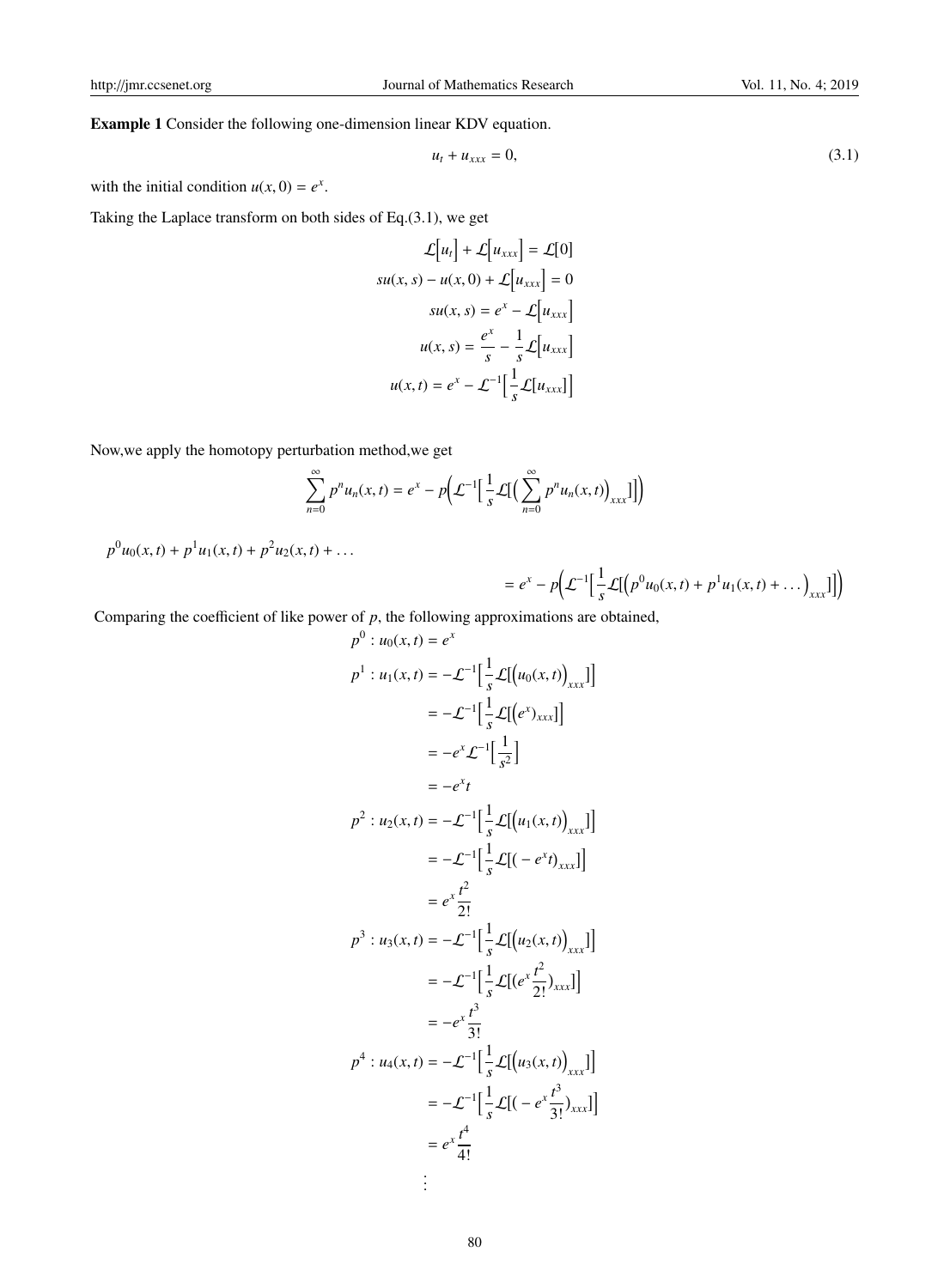**Example 1** Consider the following one-dimension linear KDV equation.

$$u_t + u_{xxx} = 0, \tag{3.1}$$

with the initial condition $u(x, 0) = e^x$.

Taking the Laplace transform on both sides of Eq.(3.1), we get

$$\begin{aligned}
\mathcal{L}\Big[u_t\Big] + \mathcal{L}\Big[u_{xxx}\Big] &= \mathcal{L}[0] \\
su(x, s) - u(x, 0) + \mathcal{L}\Big[u_{xxx}\Big] &= 0 \\
su(x, s) &= e^x - \mathcal{L}\Big[u_{xxx}\Big] \\
u(x, s) &= \frac{e^x}{s} - \frac{1}{s}\mathcal{L}\Big[u_{xxx}\Big] \\
u(x, t) &= e^x - \mathcal{L}^{-1}\Big[\frac{1}{s}\mathcal{L}[u_{xxx}]\Big]
\end{aligned}$$

Now,we apply the homotopy perturbation method,we get

$$\sum_{n=0}^{\infty} p^n u_n(x, t) = e^x - p\Big(\mathcal{L}^{-1}\Big[\frac{1}{s}\mathcal{L}[\Big(\sum_{n=0}^{\infty} p^n u_n(x, t)\Big)_{xxx}]\Big]\Big)$$

$$p^0 u_0(x, t) + p^1 u_1(x, t) + p^2 u_2(x, t) + \dots = e^x - p\Big(\mathcal{L}^{-1}\Big[\frac{1}{s}\mathcal{L}[\Big(p^0 u_0(x, t) + p^1 u_1(x, t) + \dots\Big)_{xxx}]\Big]\Big)$$

Comparing the coefficient of like power of $p$, the following approximations are obtained,

$$\begin{aligned}
p^0 : u_0(x, t) &= e^x \\
p^1 : u_1(x, t) &= -\mathcal{L}^{-1}\Big[\frac{1}{s}\mathcal{L}[\Big(u_0(x, t)\Big)_{xxx}]\Big] \\
&= -\mathcal{L}^{-1}\Big[\frac{1}{s}\mathcal{L}[\Big(e^x)_{xxx}]\Big] \\
&= -e^x \mathcal{L}^{-1}\Big[\frac{1}{s^2}\Big] \\
&= -e^x t \\
p^2 : u_2(x, t) &= -\mathcal{L}^{-1}\Big[\frac{1}{s}\mathcal{L}[\Big(u_1(x, t)\Big)_{xxx}]\Big] \\
&= -\mathcal{L}^{-1}\Big[\frac{1}{s}\mathcal{L}[(-e^x t)_{xxx}]\Big] \\
&= e^x \frac{t^2}{2!} \\
p^3 : u_3(x, t) &= -\mathcal{L}^{-1}\Big[\frac{1}{s}\mathcal{L}[\Big(u_2(x, t)\Big)_{xxx}]\Big] \\
&= -\mathcal{L}^{-1}\Big[\frac{1}{s}\mathcal{L}[(e^x \frac{t^2}{2!})_{xxx}]\Big] \\
&= -e^x \frac{t^3}{3!} \\
p^4 : u_4(x, t) &= -\mathcal{L}^{-1}\Big[\frac{1}{s}\mathcal{L}[\Big(u_3(x, t)\Big)_{xxx}]\Big] \\
&= -\mathcal{L}^{-1}\Big[\frac{1}{s}\mathcal{L}[(-e^x \frac{t^3}{3!})_{xxx}]\Big] \\
&= e^x \frac{t^4}{4!} \\
&\vdots
\end{aligned}$$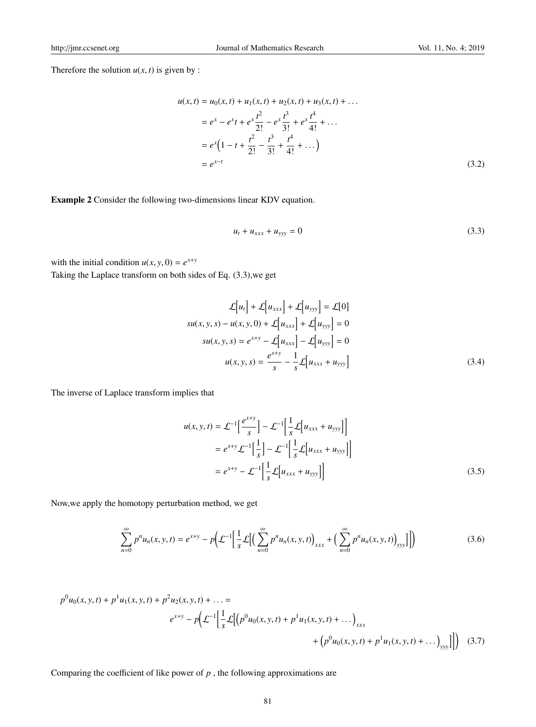Therefore the solution $u(x,t)$ is given by :

$$
\begin{aligned}
u(x,t) &= u_0(x,t) + u_1(x,t) + u_2(x,t) + u_3(x,t) + \dots \\
&= e^x - e^x t + e^x \frac{t^2}{2!} - e^x \frac{t^3}{3!} + e^x \frac{t^4}{4!} + \dots \\
&= e^x \Big(1 - t + \frac{t^2}{2!} - \frac{t^3}{3!} + \frac{t^4}{4!} + \dots\Big) \\
&= e^{x-t}
\end{aligned}
\tag{3.2}
$$

**Example 2** Consider the following two-dimensions linear KDV equation.

$$
u_t + u_{xxx} + u_{yyy} = 0 \tag{3.3}
$$

with the initial condition $u(x,y,0) = e^{x+y}$

Taking the Laplace transform on both sides of Eq. (3.3),we get

$$
\begin{aligned}
\mathcal{L}\big[u_t\big] + \mathcal{L}\big[u_{xxx}\big] + \mathcal{L}\big[u_{yyy}\big] &= \mathcal{L}[0] \\
su(x,y,s) - u(x,y,0) + \mathcal{L}\big[u_{xxx}\big] + \mathcal{L}\big[u_{yyy}\big] &= 0 \\
su(x,y,s) = e^{x+y} - \mathcal{L}\big[u_{xxx}\big] - \mathcal{L}\big[u_{yyy}\big] &= 0 \\
u(x,y,s) = \frac{e^{x+y}}{s} - \frac{1}{s}\mathcal{L}\big[u_{xxx} + u_{yyy}\big]&
\end{aligned}
\tag{3.4}
$$

The inverse of Laplace transform implies that

$$
\begin{aligned}
u(x,y,t) &= \mathcal{L}^{-1}\Big[\frac{e^{x+y}}{s}\Big] - \mathcal{L}^{-1}\Big[\frac{1}{s}\mathcal{L}\big[u_{xxx} + u_{yyy}\big]\Big] \\
&= e^{x+y}\mathcal{L}^{-1}\Big[\frac{1}{s}\Big] - \mathcal{L}^{-1}\Big[\frac{1}{s}\mathcal{L}\big[u_{xxx} + u_{yyy}\big]\Big] \\
&= e^{x+y} - \mathcal{L}^{-1}\Big[\frac{1}{s}\mathcal{L}\big[u_{xxx} + u_{yyy}\big]\Big]
\end{aligned}
\tag{3.5}
$$

Now,we apply the homotopy perturbation method, we get

$$
\sum_{n=0}^{\infty} p^n u_n(x,y,t) = e^{x+y} - p\Big(\mathcal{L}^{-1}\Big[\frac{1}{s}\mathcal{L}\Big[\Big(\sum_{n=0}^{\infty} p^n u_n(x,y,t)\Big)_{xxx} + \Big(\sum_{n=0}^{\infty} p^n u_n(x,y,t)\Big)_{yyy}\Big]\Big]\Big) \tag{3.6}
$$

$$
\begin{aligned}
&p^0 u_0(x,y,t) + p^1 u_1(x,y,t) + p^2 u_2(x,y,t) + \dots = \\
&\qquad e^{x+y} - p\Big(\mathcal{L}^{-1}\Big[\frac{1}{s}\mathcal{L}\Big[\Big(p^0 u_0(x,y,t) + p^1 u_1(x,y,t) + \dots\Big)_{xxx} \\
&\qquad\qquad + \Big(p^0 u_0(x,y,t) + p^1 u_1(x,y,t) + \dots\Big)_{yyy}\Big]\Big]\Big)
\end{aligned}
\tag{3.7}
$$

Comparing the coefficient of like power of $p$ , the following approximations are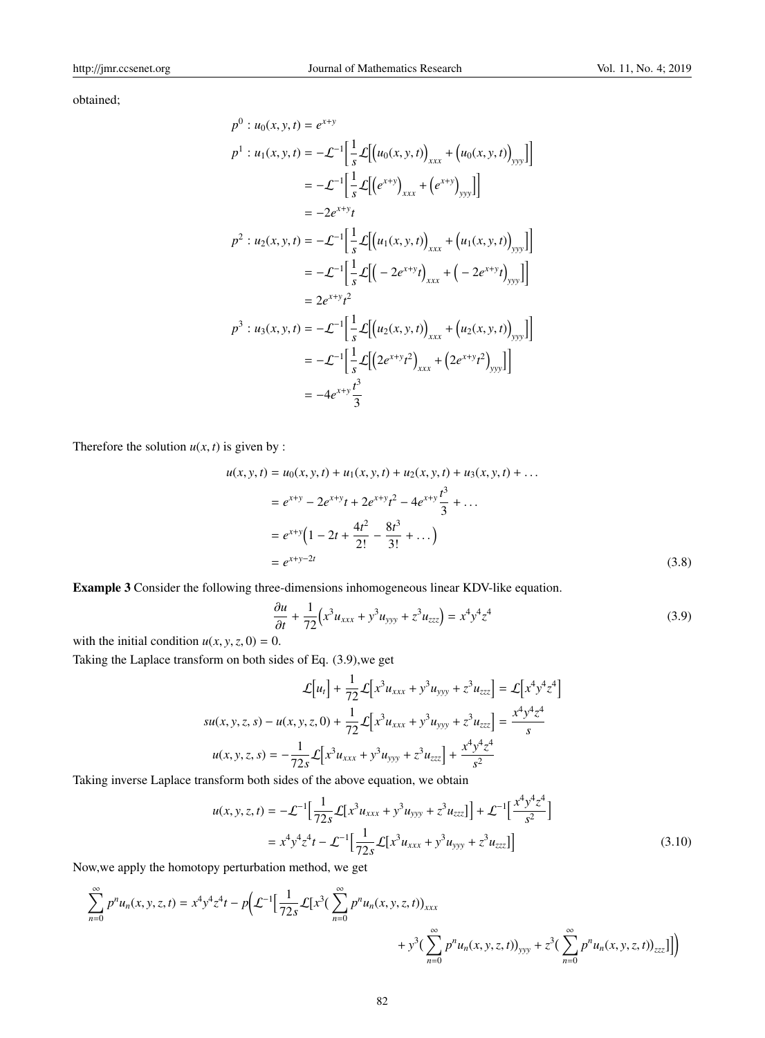obtained;

$$
\begin{aligned}
p^0 : u_0(x,y,t) &= e^{x+y} \\
p^1 : u_1(x,y,t) &= -\mathcal{L}^{-1}\Big[\frac{1}{s}\mathcal{L}\Big[\Big(u_0(x,y,t)\Big)_{xxx} + \Big(u_0(x,y,t)\Big)_{yyy}\Big]\Big] \\
&= -\mathcal{L}^{-1}\Big[\frac{1}{s}\mathcal{L}\Big[\Big(e^{x+y}\Big)_{xxx} + \Big(e^{x+y}\Big)_{yyy}\Big]\Big] \\
&= -2e^{x+y}t \\
p^2 : u_2(x,y,t) &= -\mathcal{L}^{-1}\Big[\frac{1}{s}\mathcal{L}\Big[\Big(u_1(x,y,t)\Big)_{xxx} + \Big(u_1(x,y,t)\Big)_{yyy}\Big]\Big] \\
&= -\mathcal{L}^{-1}\Big[\frac{1}{s}\mathcal{L}\Big[\Big(-2e^{x+y}t\Big)_{xxx} + \Big(-2e^{x+y}t\Big)_{yyy}\Big]\Big] \\
&= 2e^{x+y}t^2 \\
p^3 : u_3(x,y,t) &= -\mathcal{L}^{-1}\Big[\frac{1}{s}\mathcal{L}\Big[\Big(u_2(x,y,t)\Big)_{xxx} + \Big(u_2(x,y,t)\Big)_{yyy}\Big]\Big] \\
&= -\mathcal{L}^{-1}\Big[\frac{1}{s}\mathcal{L}\Big[\Big(2e^{x+y}t^2\Big)_{xxx} + \Big(2e^{x+y}t^2\Big)_{yyy}\Big]\Big] \\
&= -4e^{x+y}\frac{t^3}{3}
\end{aligned}
$$

Therefore the solution $u(x,t)$ is given by :

$$
\begin{aligned}
u(x,y,t) &= u_0(x,y,t) + u_1(x,y,t) + u_2(x,y,t) + u_3(x,y,t) + \dots \\
&= e^{x+y} - 2e^{x+y}t + 2e^{x+y}t^2 - 4e^{x+y}\frac{t^3}{3} + \dots \\
&= e^{x+y}\Big(1 - 2t + \frac{4t^2}{2!} - \frac{8t^3}{3!} + \dots\Big) \\
&= e^{x+y-2t}
\end{aligned}
\tag{3.8}
$$

**Example 3** Consider the following three-dimensions inhomogeneous linear KDV-like equation.

$$
\frac{\partial u}{\partial t} + \frac{1}{72}\Big(x^3u_{xxx} + y^3u_{yyy} + z^3u_{zzz}\Big) = x^4y^4z^4 \tag{3.9}
$$

with the initial condition $u(x,y,z,0) = 0$.

Taking the Laplace transform on both sides of Eq. (3.9),we get

$$
\begin{aligned}
\mathcal{L}\Big[u_t\Big] + \frac{1}{72}\mathcal{L}\Big[x^3u_{xxx} + y^3u_{yyy} + z^3u_{zzz}\Big] &= \mathcal{L}\Big[x^4y^4z^4\Big] \\
su(x,y,z,s) - u(x,y,z,0) + \frac{1}{72}\mathcal{L}\Big[x^3u_{xxx} + y^3u_{yyy} + z^3u_{zzz}\Big] &= \frac{x^4y^4z^4}{s} \\
u(x,y,z,s) = -\frac{1}{72s}\mathcal{L}\Big[x^3u_{xxx} + y^3u_{yyy} + z^3u_{zzz}\Big] &+ \frac{x^4y^4z^4}{s^2}
\end{aligned}
$$

Taking inverse Laplace transform both sides of the above equation, we obtain

$$
\begin{aligned}
u(x,y,z,t) &= -\mathcal{L}^{-1}\Big[\frac{1}{72s}\mathcal{L}[x^3u_{xxx} + y^3u_{yyy} + z^3u_{zzz}]\Big] + \mathcal{L}^{-1}\Big[\frac{x^4y^4z^4}{s^2}\Big] \\
&= x^4y^4z^4t - \mathcal{L}^{-1}\Big[\frac{1}{72s}\mathcal{L}[x^3u_{xxx} + y^3u_{yyy} + z^3u_{zzz}]\Big]
\end{aligned}
\tag{3.10}
$$

Now,we apply the homotopy perturbation method, we get

$$
\begin{aligned}
\sum_{n=0}^{\infty} p^n u_n(x,y,z,t) = x^4y^4z^4t - p\Big(\mathcal{L}^{-1}\Big[\frac{1}{72s}\mathcal{L}[x^3(\sum_{n=0}^{\infty} p^n u_n(x,y,z,t))_{xxx} \\
+ y^3(\sum_{n=0}^{\infty} p^n u_n(x,y,z,t))_{yyy} + z^3(\sum_{n=0}^{\infty} p^n u_n(x,y,z,t))_{zzz}]\Big]\Big)
\end{aligned}
$$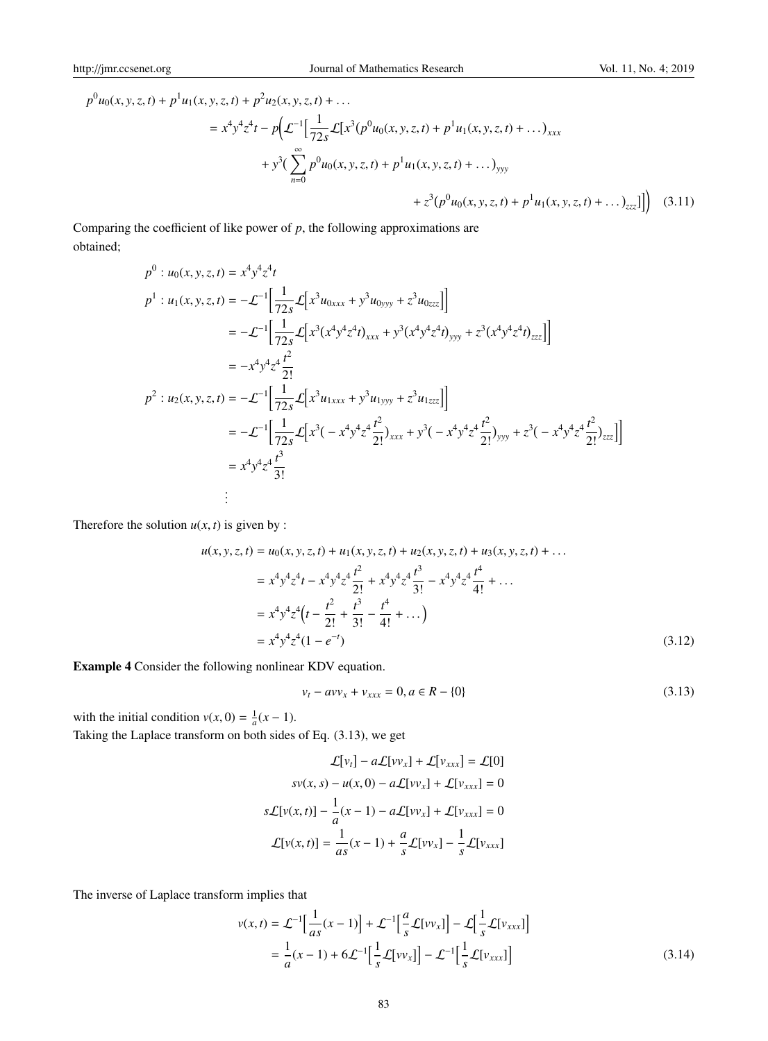$$
\begin{aligned}
p^0 u_0(x,y,z,t) &+ p^1 u_1(x,y,z,t) + p^2 u_2(x,y,z,t) + \dots \\
&= x^4y^4z^4t - p\Big(\mathcal{L}^{-1}\Big[\frac{1}{72s}\mathcal{L}[x^3(p^0u_0(x,y,z,t) + p^1u_1(x,y,z,t) + \dots)_{xxx} \\
&\quad + y^3(\sum_{n=0}^{\infty} p^0u_0(x,y,z,t) + p^1u_1(x,y,z,t) + \dots)_{yyy} \\
&\quad + z^3(p^0u_0(x,y,z,t) + p^1u_1(x,y,z,t) + \dots)_{zzz}]\Big]\Big) \qquad (3.11)
\end{aligned}
$$

Comparing the coefficient of like power of $p$, the following approximations are obtained;

$$
\begin{aligned}
p^0 : u_0(x,y,z,t) &= x^4y^4z^4t \\
p^1 : u_1(x,y,z,t) &= -\mathcal{L}^{-1}\Big[\frac{1}{72s}\mathcal{L}\Big[x^3u_{0xxx} + y^3u_{0yyy} + z^3u_{0zzz}\Big]\Big] \\
&= -\mathcal{L}^{-1}\Big[\frac{1}{72s}\mathcal{L}\Big[x^3(x^4y^4z^4t)_{xxx} + y^3(x^4y^4z^4t)_{yyy} + z^3(x^4y^4z^4t)_{zzz}\Big]\Big] \\
&= -x^4y^4z^4\frac{t^2}{2!} \\
p^2 : u_2(x,y,z,t) &= -\mathcal{L}^{-1}\Big[\frac{1}{72s}\mathcal{L}\Big[x^3u_{1xxx} + y^3u_{1yyy} + z^3u_{1zzz}\Big]\Big] \\
&= -\mathcal{L}^{-1}\Big[\frac{1}{72s}\mathcal{L}\Big[x^3(-x^4y^4z^4\frac{t^2}{2!})_{xxx} + y^3(-x^4y^4z^4\frac{t^2}{2!})_{yyy} + z^3(-x^4y^4z^4\frac{t^2}{2!})_{zzz}\Big]\Big] \\
&= x^4y^4z^4\frac{t^3}{3!} \\
&\ \vdots
\end{aligned}
$$

Therefore the solution $u(x,t)$ is given by :

$$
\begin{aligned}
u(x,y,z,t) &= u_0(x,y,z,t) + u_1(x,y,z,t) + u_2(x,y,z,t) + u_3(x,y,z,t) + \dots \\
&= x^4y^4z^4t - x^4y^4z^4\frac{t^2}{2!} + x^4y^4z^4\frac{t^3}{3!} - x^4y^4z^4\frac{t^4}{4!} + \dots \\
&= x^4y^4z^4\Big(t - \frac{t^2}{2!} + \frac{t^3}{3!} - \frac{t^4}{4!} + \dots\Big) \\
&= x^4y^4z^4(1 - e^{-t}) \qquad (3.12)
\end{aligned}
$$

**Example 4** Consider the following nonlinear KDV equation.

$$
v_t - avv_x + v_{xxx} = 0, a \in R - \{0\} \qquad (3.13)
$$

with the initial condition $v(x,0) = \frac{1}{a}(x-1)$.
Taking the Laplace transform on both sides of Eq. (3.13), we get

$$
\begin{aligned}
\mathcal{L}[v_t] - a\mathcal{L}[vv_x] + \mathcal{L}[v_{xxx}] &= \mathcal{L}[0] \\
sv(x,s) - u(x,0) - a\mathcal{L}[vv_x] + \mathcal{L}[v_{xxx}] &= 0 \\
s\mathcal{L}[v(x,t)] - \frac{1}{a}(x-1) - a\mathcal{L}[vv_x] + \mathcal{L}[v_{xxx}] &= 0 \\
\mathcal{L}[v(x,t)] &= \frac{1}{as}(x-1) + \frac{a}{s}\mathcal{L}[vv_x] - \frac{1}{s}\mathcal{L}[v_{xxx}]
\end{aligned}
$$

The inverse of Laplace transform implies that

$$
\begin{aligned}
v(x,t) &= \mathcal{L}^{-1}\Big[\frac{1}{as}(x-1)\Big] + \mathcal{L}^{-1}\Big[\frac{a}{s}\mathcal{L}[vv_x]\Big] - \mathcal{L}\Big[\frac{1}{s}\mathcal{L}[v_{xxx}]\Big] \\
&= \frac{1}{a}(x-1) + 6\mathcal{L}^{-1}\Big[\frac{1}{s}\mathcal{L}[vv_x]\Big] - \mathcal{L}^{-1}\Big[\frac{1}{s}\mathcal{L}[v_{xxx}]\Big] \qquad (3.14)
\end{aligned}
$$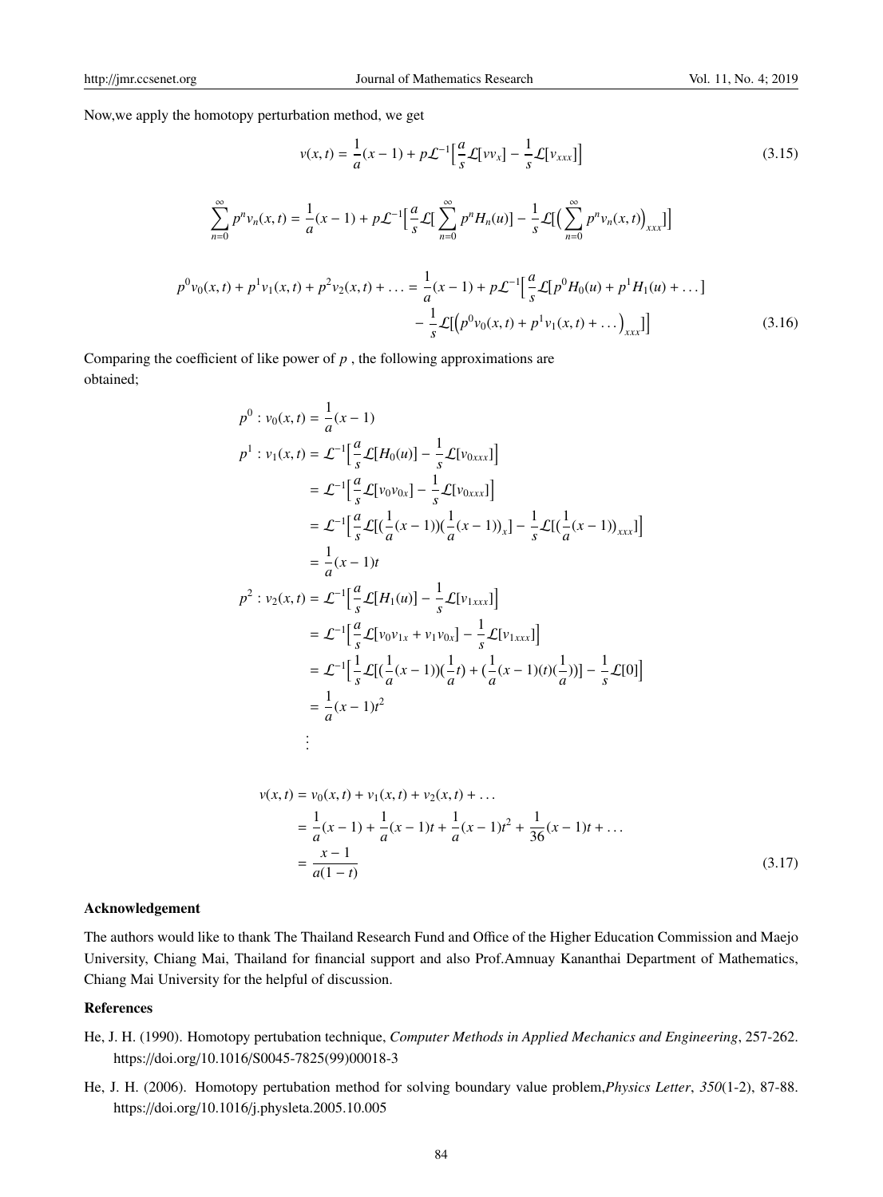Now,we apply the homotopy perturbation method, we get

$$v(x,t) = \frac{1}{a}(x-1) + p\mathcal{L}^{-1}\Big[\frac{a}{s}\mathcal{L}[vv_x] - \frac{1}{s}\mathcal{L}[v_{xxx}]\Big] \tag{3.15}$$

$$\sum_{n=0}^{\infty} p^n v_n(x,t) = \frac{1}{a}(x-1) + p\mathcal{L}^{-1}\Big[\frac{a}{s}\mathcal{L}[\sum_{n=0}^{\infty} p^n H_n(u)] - \frac{1}{s}\mathcal{L}[\Big(\sum_{n=0}^{\infty} p^n v_n(x,t)\Big)_{xxx}]\Big]$$

$$\begin{aligned}p^0 v_0(x,t) + p^1 v_1(x,t) + p^2 v_2(x,t) + \ldots = \frac{1}{a}(x-1) + p\mathcal{L}^{-1}\Big[\frac{a}{s}\mathcal{L}[p^0 H_0(u) + p^1 H_1(u) + \ldots] \\ - \frac{1}{s}\mathcal{L}[\big(p^0 v_0(x,t) + p^1 v_1(x,t) + \ldots\big)_{xxx}]\Big]\end{aligned} \tag{3.16}$$

Comparing the coefficient of like power of $p$ , the following approximations are obtained;

$$\begin{aligned}
p^0 : v_0(x,t) &= \frac{1}{a}(x-1) \\
p^1 : v_1(x,t) &= \mathcal{L}^{-1}\Big[\frac{a}{s}\mathcal{L}[H_0(u)] - \frac{1}{s}\mathcal{L}[v_{0xxx}]\Big] \\
&= \mathcal{L}^{-1}\Big[\frac{a}{s}\mathcal{L}[v_0 v_{0x}] - \frac{1}{s}\mathcal{L}[v_{0xxx}]\Big] \\
&= \mathcal{L}^{-1}\Big[\frac{a}{s}\mathcal{L}[(\frac{1}{a}(x-1))(\frac{1}{a}(x-1))_x] - \frac{1}{s}\mathcal{L}[(\frac{1}{a}(x-1))_{xxx}]\Big] \\
&= \frac{1}{a}(x-1)t \\
p^2 : v_2(x,t) &= \mathcal{L}^{-1}\Big[\frac{a}{s}\mathcal{L}[H_1(u)] - \frac{1}{s}\mathcal{L}[v_{1xxx}]\Big] \\
&= \mathcal{L}^{-1}\Big[\frac{a}{s}\mathcal{L}[v_0 v_{1x} + v_1 v_{0x}] - \frac{1}{s}\mathcal{L}[v_{1xxx}]\Big] \\
&= \mathcal{L}^{-1}\Big[\frac{1}{s}\mathcal{L}[(\frac{1}{a}(x-1))(\frac{1}{a}t) + (\frac{1}{a}(x-1)(t)(\frac{1}{a}))] - \frac{1}{s}\mathcal{L}[0]\Big] \\
&= \frac{1}{a}(x-1)t^2 \\
&\vdots
\end{aligned}$$

$$\begin{aligned}
v(x,t) &= v_0(x,t) + v_1(x,t) + v_2(x,t) + \ldots \\
&= \frac{1}{a}(x-1) + \frac{1}{a}(x-1)t + \frac{1}{a}(x-1)t^2 + \frac{1}{36}(x-1)t + \ldots \\
&= \frac{x-1}{a(1-t)}
\end{aligned} \tag{3.17}$$

### Acknowledgement

The authors would like to thank The Thailand Research Fund and Office of the Higher Education Commission and Maejo University, Chiang Mai, Thailand for financial support and also Prof.Amnuay Kananthai Department of Mathematics, Chiang Mai University for the helpful of discussion.

### References

He, J. H. (1990). Homotopy pertubation technique, *Computer Methods in Applied Mechanics and Engineering*, 257-262. https://doi.org/10.1016/S0045-7825(99)00018-3

He, J. H. (2006). Homotopy pertubation method for solving boundary value problem,*Physics Letter*, *350*(1-2), 87-88. https://doi.org/10.1016/j.physleta.2005.10.005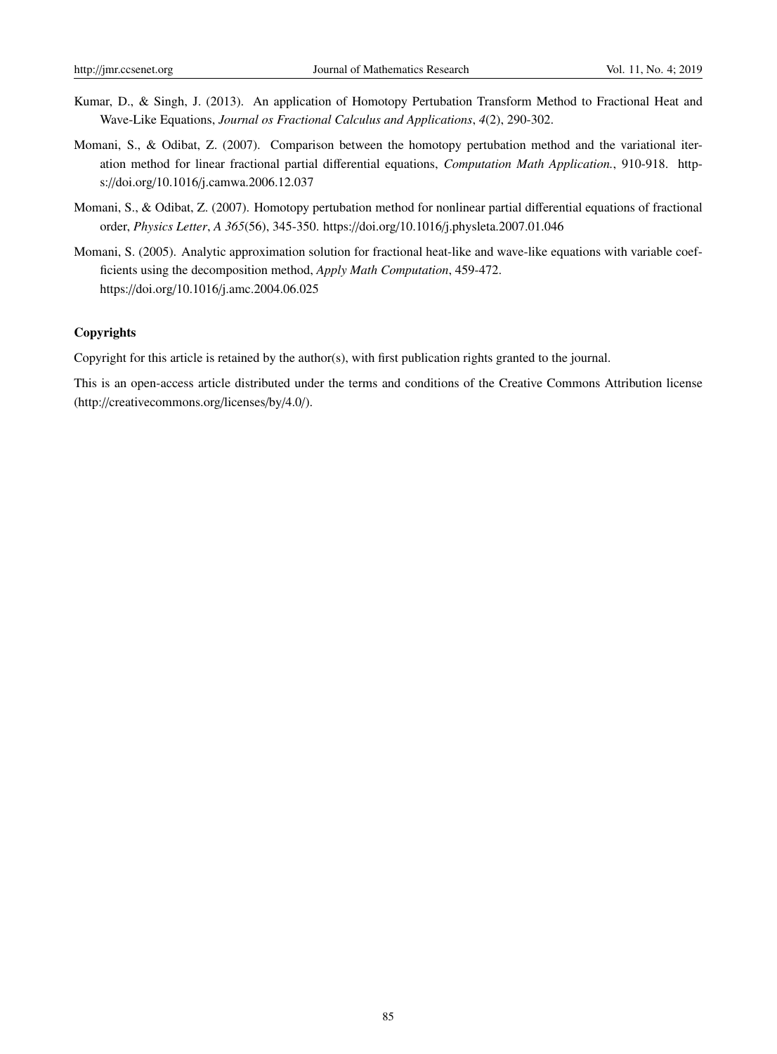Kumar, D., & Singh, J. (2013). An application of Homotopy Pertubation Transform Method to Fractional Heat and Wave-Like Equations, *Journal os Fractional Calculus and Applications*, *4*(2), 290-302.

Momani, S., & Odibat, Z. (2007). Comparison between the homotopy pertubation method and the variational iteration method for linear fractional partial differential equations, *Computation Math Application.*, 910-918. https://doi.org/10.1016/j.camwa.2006.12.037

Momani, S., & Odibat, Z. (2007). Homotopy pertubation method for nonlinear partial differential equations of fractional order, *Physics Letter*, *A 365*(56), 345-350. https://doi.org/10.1016/j.physleta.2007.01.046

Momani, S. (2005). Analytic approximation solution for fractional heat-like and wave-like equations with variable coefficients using the decomposition method, *Apply Math Computation*, 459-472. https://doi.org/10.1016/j.amc.2004.06.025

### Copyrights

Copyright for this article is retained by the author(s), with first publication rights granted to the journal.

This is an open-access article distributed under the terms and conditions of the Creative Commons Attribution license (http://creativecommons.org/licenses/by/4.0/).